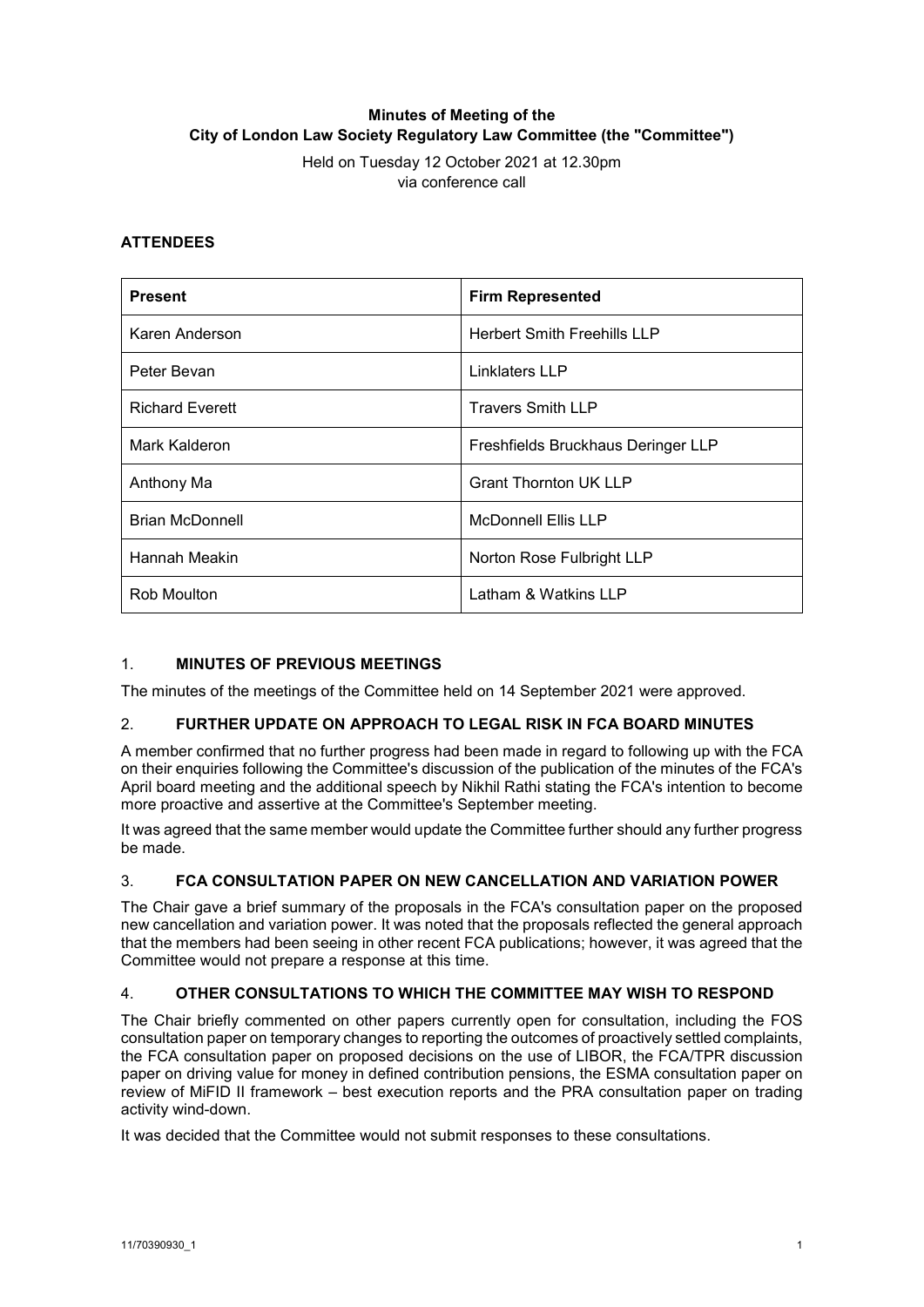**Minutes of Meeting of the City of London Law Society Regulatory Law Committee (the "Committee")**

Held on Tuesday 12 October 2021 at 12.30pm
via conference call

**ATTENDEES**

| Present | Firm Represented |
|---|---|
| Karen Anderson | Herbert Smith Freehills LLP |
| Peter Bevan | Linklaters LLP |
| Richard Everett | Travers Smith LLP |
| Mark Kalderon | Freshfields Bruckhaus Deringer LLP |
| Anthony Ma | Grant Thornton UK LLP |
| Brian McDonnell | McDonnell Ellis LLP |
| Hannah Meakin | Norton Rose Fulbright LLP |
| Rob Moulton | Latham & Watkins LLP |

1. **MINUTES OF PREVIOUS MEETINGS**

The minutes of the meetings of the Committee held on 14 September 2021 were approved.

2. **FURTHER UPDATE ON APPROACH TO LEGAL RISK IN FCA BOARD MINUTES**

A member confirmed that no further progress had been made in regard to following up with the FCA on their enquiries following the Committee's discussion of the publication of the minutes of the FCA's April board meeting and the additional speech by Nikhil Rathi stating the FCA's intention to become more proactive and assertive at the Committee's September meeting.

It was agreed that the same member would update the Committee further should any further progress be made.

3. **FCA CONSULTATION PAPER ON NEW CANCELLATION AND VARIATION POWER**

The Chair gave a brief summary of the proposals in the FCA's consultation paper on the proposed new cancellation and variation power. It was noted that the proposals reflected the general approach that the members had been seeing in other recent FCA publications; however, it was agreed that the Committee would not prepare a response at this time.

4. **OTHER CONSULTATIONS TO WHICH THE COMMITTEE MAY WISH TO RESPOND**

The Chair briefly commented on other papers currently open for consultation, including the FOS consultation paper on temporary changes to reporting the outcomes of proactively settled complaints, the FCA consultation paper on proposed decisions on the use of LIBOR, the FCA/TPR discussion paper on driving value for money in defined contribution pensions, the ESMA consultation paper on review of MiFID II framework – best execution reports and the PRA consultation paper on trading activity wind-down.

It was decided that the Committee would not submit responses to these consultations.

11/70390930_1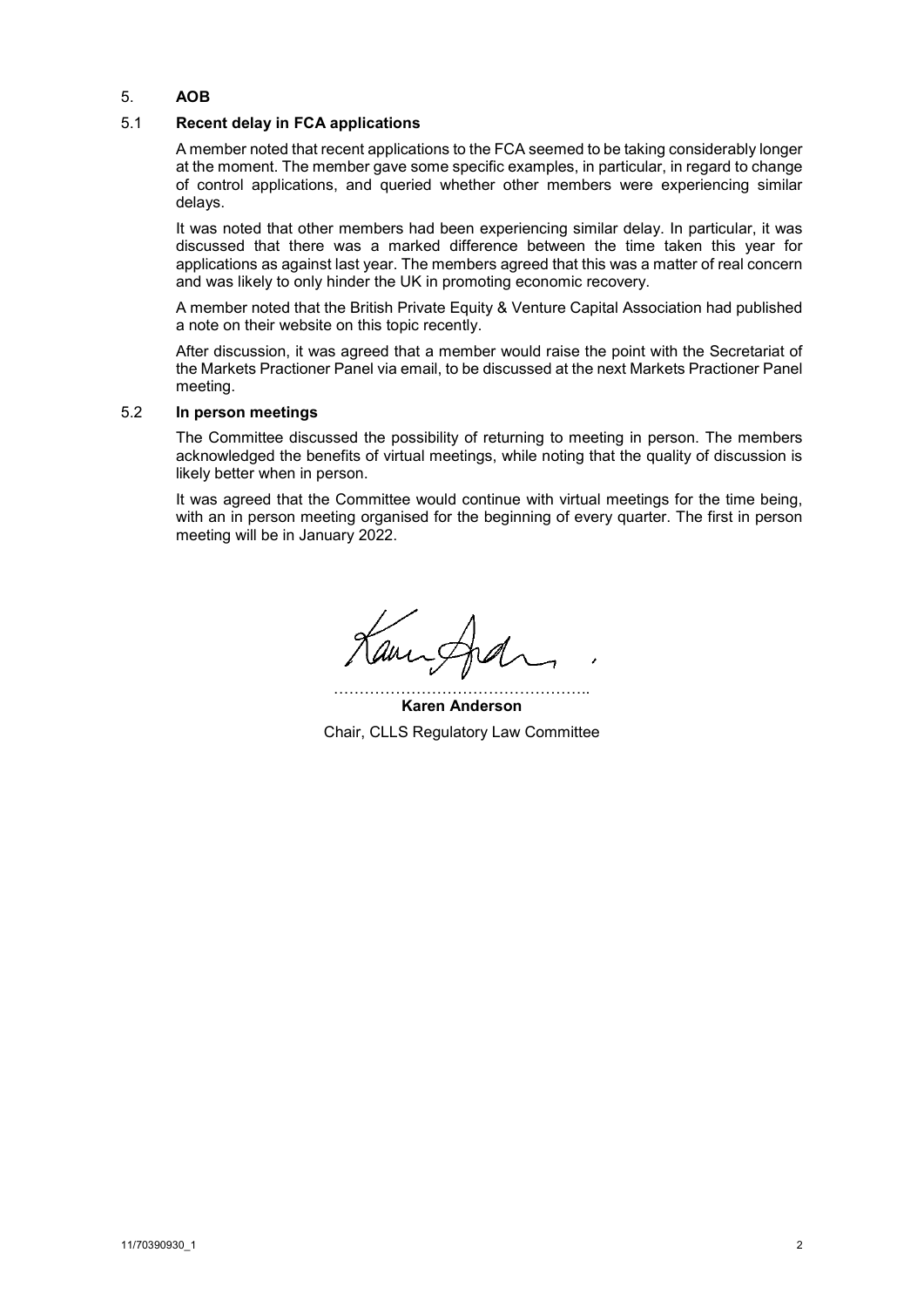## 5. AOB

### 5.1 Recent delay in FCA applications

A member noted that recent applications to the FCA seemed to be taking considerably longer at the moment. The member gave some specific examples, in particular, in regard to change of control applications, and queried whether other members were experiencing similar delays.

It was noted that other members had been experiencing similar delay. In particular, it was discussed that there was a marked difference between the time taken this year for applications as against last year. The members agreed that this was a matter of real concern and was likely to only hinder the UK in promoting economic recovery.

A member noted that the British Private Equity & Venture Capital Association had published a note on their website on this topic recently.

After discussion, it was agreed that a member would raise the point with the Secretariat of the Markets Practioner Panel via email, to be discussed at the next Markets Practioner Panel meeting.

### 5.2 In person meetings

The Committee discussed the possibility of returning to meeting in person. The members acknowledged the benefits of virtual meetings, while noting that the quality of discussion is likely better when in person.

It was agreed that the Committee would continue with virtual meetings for the time being, with an in person meeting organised for the beginning of every quarter. The first in person meeting will be in January 2022.

…………………………………………..

**Karen Anderson**

Chair, CLLS Regulatory Law Committee

11/70390930_1